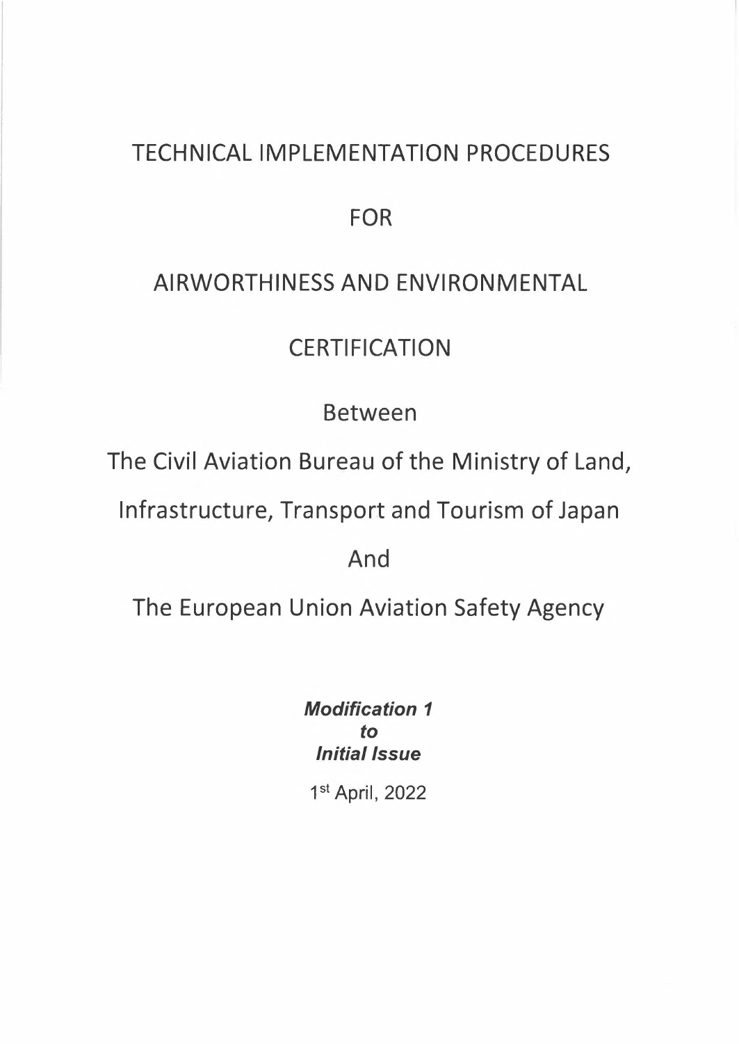# TECHNICAL IMPLEMENTATION PROCEDURES

# FOR

# AIRWORTHINESS AND ENVIRONMENTAL

# CERTIFICATION

Between

The Civil Aviation Bureau of the Ministry of Land,

Infrastructure, Transport and Tourism of Japan

And

The European Union Aviation Safety Agency

***Modification 1***
***to***
***Initial Issue***

1st April, 2022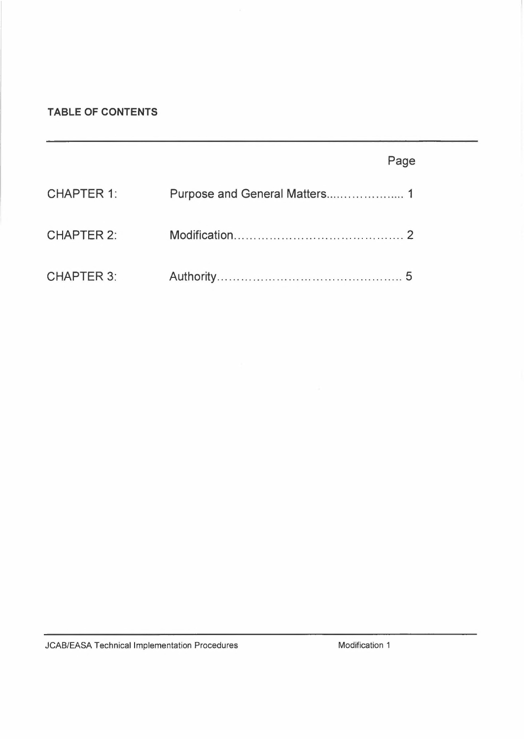**TABLE OF CONTENTS**

| | Page |
|---|---|
| CHAPTER 1: | Purpose and General Matters.................... 1 |
| CHAPTER 2: | Modification........................................ 2 |
| CHAPTER 3: | Authority............................................ 5 |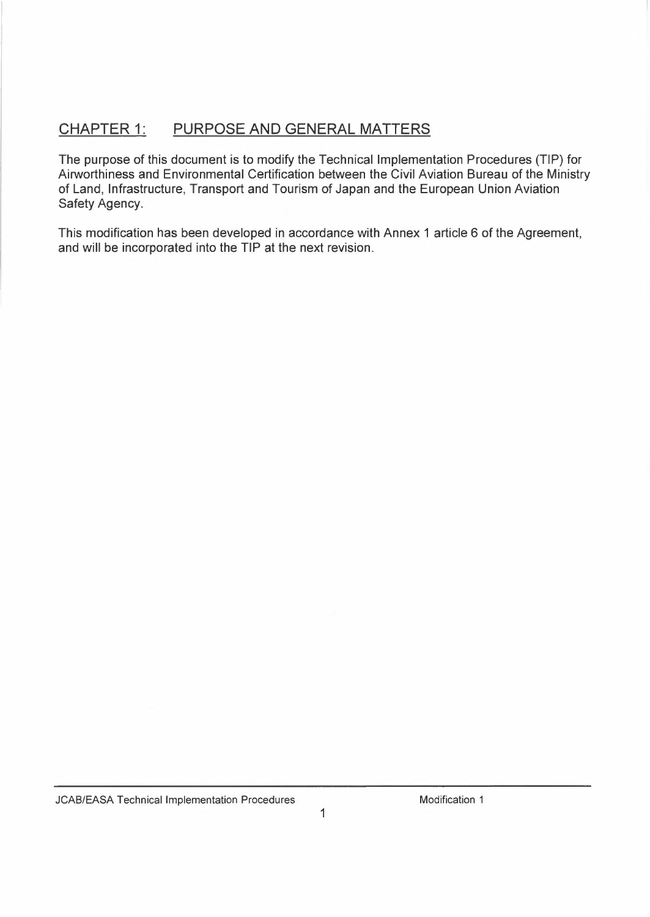## CHAPTER 1: PURPOSE AND GENERAL MATTERS

The purpose of this document is to modify the Technical Implementation Procedures (TIP) for Airworthiness and Environmental Certification between the Civil Aviation Bureau of the Ministry of Land, Infrastructure, Transport and Tourism of Japan and the European Union Aviation Safety Agency.

This modification has been developed in accordance with Annex 1 article 6 of the Agreement, and will be incorporated into the TIP at the next revision.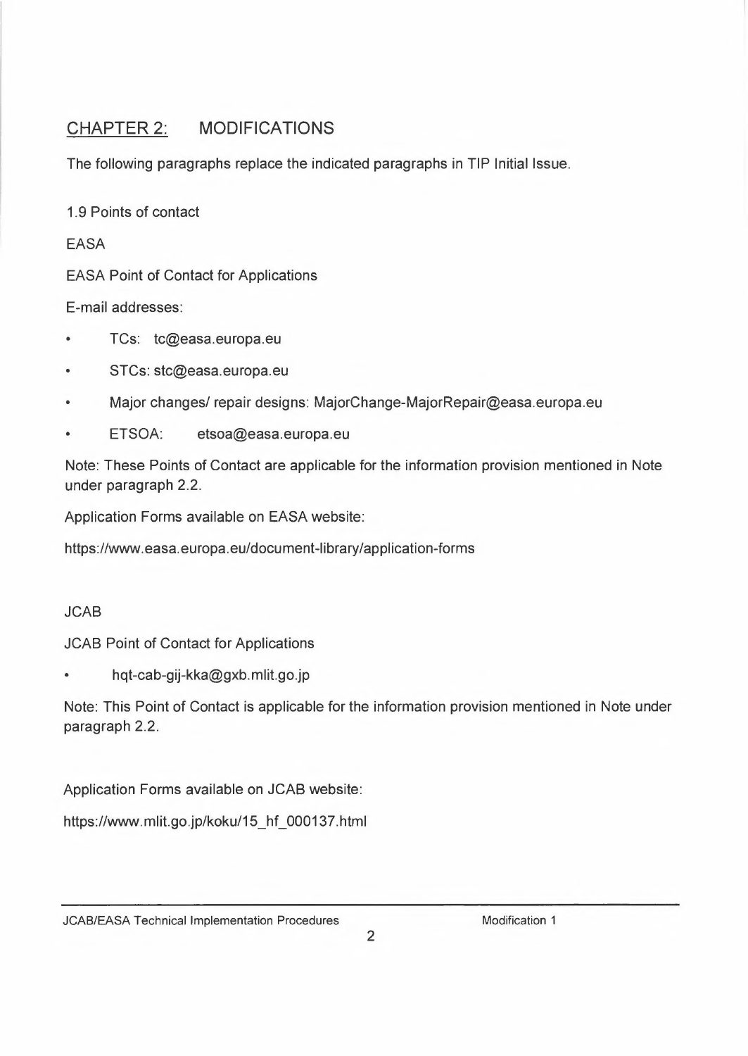## CHAPTER 2: MODIFICATIONS

The following paragraphs replace the indicated paragraphs in TIP Initial Issue.

1.9 Points of contact

EASA

EASA Point of Contact for Applications

E-mail addresses:

- TCs: tc@easa.europa.eu
- STCs: stc@easa.europa.eu
- Major changes/ repair designs: MajorChange-MajorRepair@easa.europa.eu
- ETSOA: etsoa@easa.europa.eu

Note: These Points of Contact are applicable for the information provision mentioned in Note under paragraph 2.2.

Application Forms available on EASA website:

https://www.easa.europa.eu/document-library/application-forms

JCAB

JCAB Point of Contact for Applications

- hqt-cab-gij-kka@gxb.mlit.go.jp

Note: This Point of Contact is applicable for the information provision mentioned in Note under paragraph 2.2.

Application Forms available on JCAB website:

https://www.mlit.go.jp/koku/15_hf_000137.html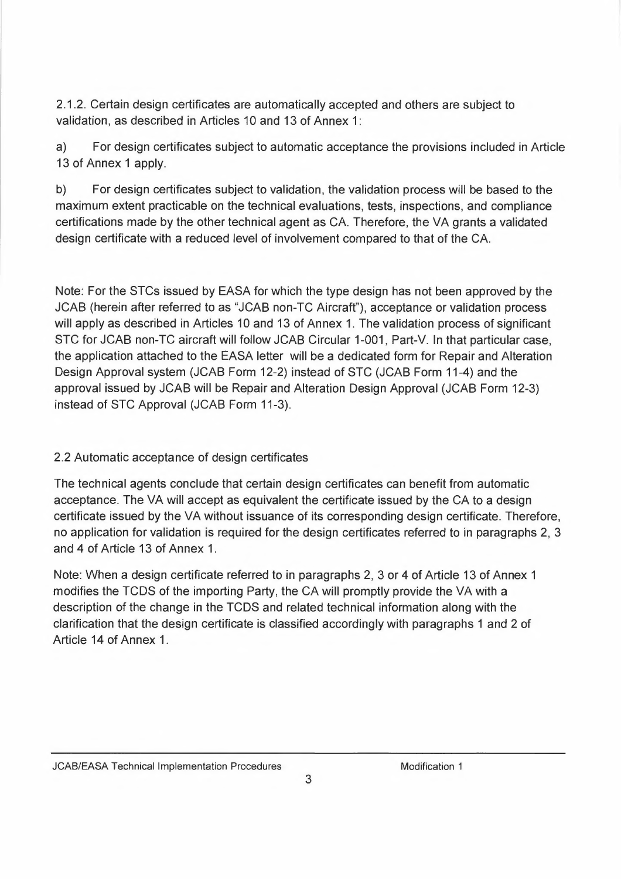2.1.2. Certain design certificates are automatically accepted and others are subject to validation, as described in Articles 10 and 13 of Annex 1:

a) For design certificates subject to automatic acceptance the provisions included in Article 13 of Annex 1 apply.

b) For design certificates subject to validation, the validation process will be based to the maximum extent practicable on the technical evaluations, tests, inspections, and compliance certifications made by the other technical agent as CA. Therefore, the VA grants a validated design certificate with a reduced level of involvement compared to that of the CA.

Note: For the STCs issued by EASA for which the type design has not been approved by the JCAB (herein after referred to as "JCAB non-TC Aircraft"), acceptance or validation process will apply as described in Articles 10 and 13 of Annex 1. The validation process of significant STC for JCAB non-TC aircraft will follow JCAB Circular 1-001, Part-V. In that particular case, the application attached to the EASA letter will be a dedicated form for Repair and Alteration Design Approval system (JCAB Form 12-2) instead of STC (JCAB Form 11-4) and the approval issued by JCAB will be Repair and Alteration Design Approval (JCAB Form 12-3) instead of STC Approval (JCAB Form 11-3).

## 2.2 Automatic acceptance of design certificates

The technical agents conclude that certain design certificates can benefit from automatic acceptance. The VA will accept as equivalent the certificate issued by the CA to a design certificate issued by the VA without issuance of its corresponding design certificate. Therefore, no application for validation is required for the design certificates referred to in paragraphs 2, 3 and 4 of Article 13 of Annex 1.

Note: When a design certificate referred to in paragraphs 2, 3 or 4 of Article 13 of Annex 1 modifies the TCDS of the importing Party, the CA will promptly provide the VA with a description of the change in the TCDS and related technical information along with the clarification that the design certificate is classified accordingly with paragraphs 1 and 2 of Article 14 of Annex 1.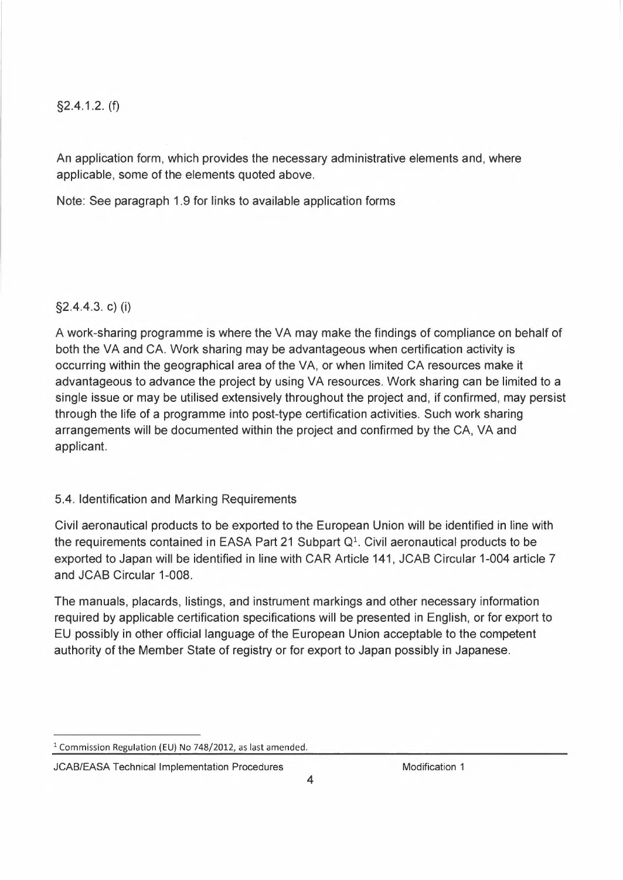§2.4.1.2. (f)

An application form, which provides the necessary administrative elements and, where applicable, some of the elements quoted above.

Note: See paragraph 1.9 for links to available application forms

§2.4.4.3. c) (i)

A work-sharing programme is where the VA may make the findings of compliance on behalf of both the VA and CA. Work sharing may be advantageous when certification activity is occurring within the geographical area of the VA, or when limited CA resources make it advantageous to advance the project by using VA resources. Work sharing can be limited to a single issue or may be utilised extensively throughout the project and, if confirmed, may persist through the life of a programme into post-type certification activities. Such work sharing arrangements will be documented within the project and confirmed by the CA, VA and applicant.

5.4. Identification and Marking Requirements

Civil aeronautical products to be exported to the European Union will be identified in line with the requirements contained in EASA Part 21 Subpart Q[1]. Civil aeronautical products to be exported to Japan will be identified in line with CAR Article 141, JCAB Circular 1-004 article 7 and JCAB Circular 1-008.

The manuals, placards, listings, and instrument markings and other necessary information required by applicable certification specifications will be presented in English, or for export to EU possibly in other official language of the European Union acceptable to the competent authority of the Member State of registry or for export to Japan possibly in Japanese.

[1] Commission Regulation (EU) No 748/2012, as last amended.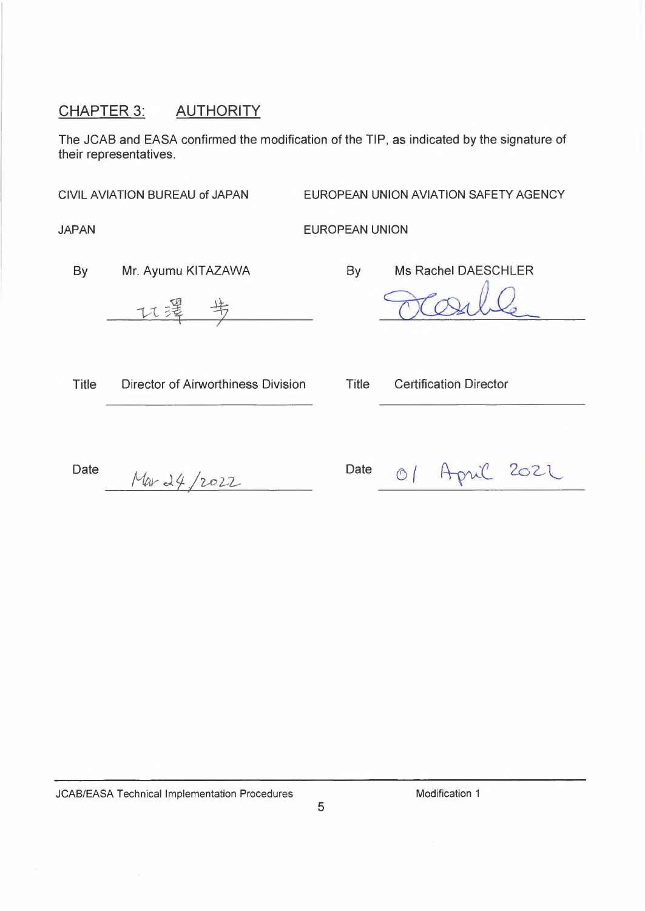## CHAPTER 3: AUTHORITY

The JCAB and EASA confirmed the modification of the TIP, as indicated by the signature of their representatives.

| CIVIL AVIATION BUREAU of JAPAN | EUROPEAN UNION AVIATION SAFETY AGENCY |
|---|---|
| JAPAN | EUROPEAN UNION |
| By Mr. Ayumu KITAZAWA | By Ms Rachel DAESCHLER |
| 北澤 歩 | |
| Title Director of Airworthiness Division | Title Certification Director |
| Date Mar 24/2022 | Date 01 April 2022 |